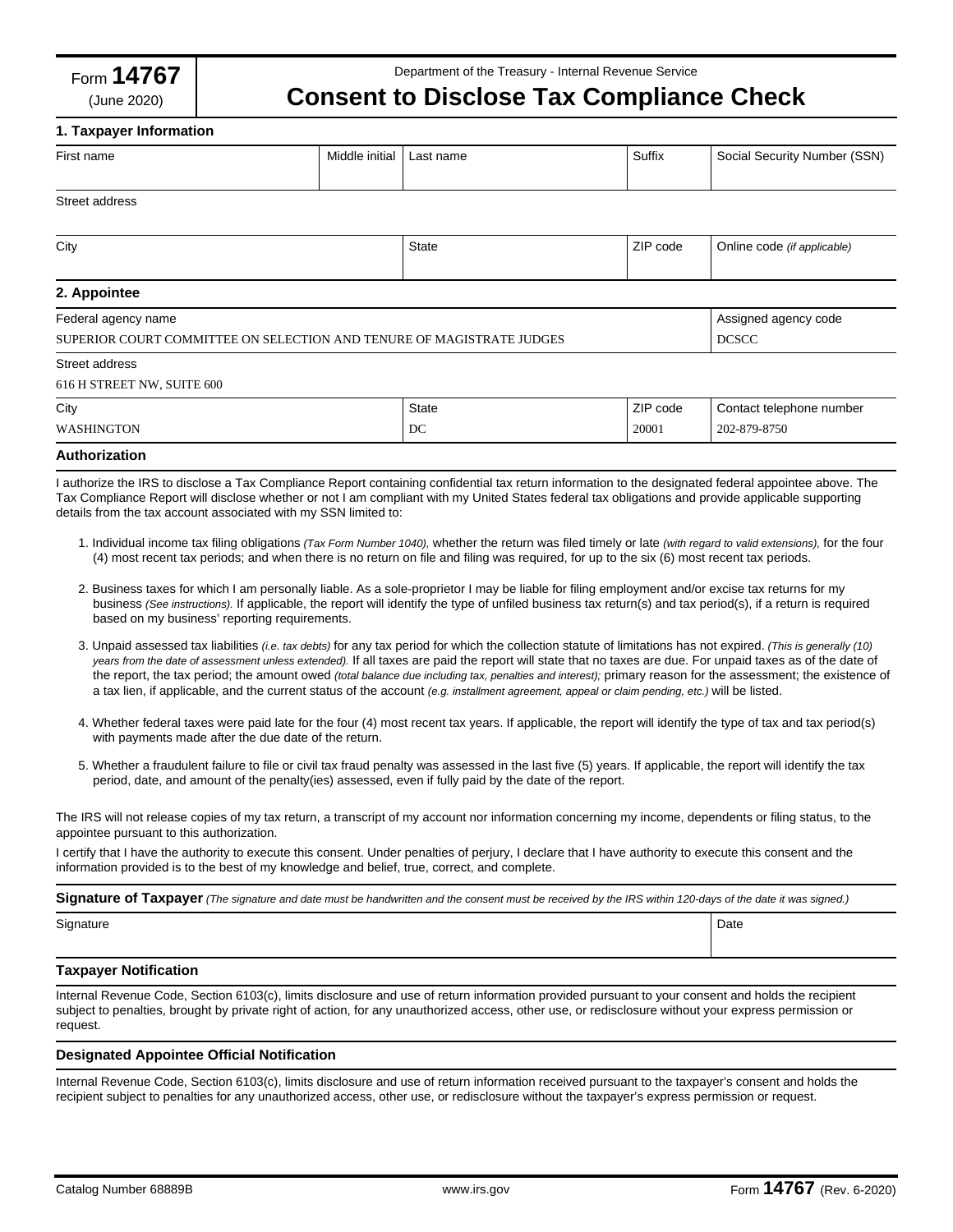Form **14767** (June 2020)

Department of the Treasury - Internal Revenue Service

# Consent to Disclose Tax Compliance Check

## 1. Taxpayer Information

| First name | Middle initial | Last name | Suffix | Social Security Number (SSN) |
|---|---|---|---|---|
| | | | | |

| Street address |
|---|
| |

| City | State | ZIP code | Online code *(if applicable)* |
|---|---|---|---|
| | | | |

## 2. Appointee

| Federal agency name | Assigned agency code |
|---|---|
| SUPERIOR COURT COMMITTEE ON SELECTION AND TENURE OF MAGISTRATE JUDGES | DCSCC |

| Street address |
|---|
| 616 H STREET NW, SUITE 600 |

| City | State | ZIP code | Contact telephone number |
|---|---|---|---|
| WASHINGTON | DC | 20001 | 202-879-8750 |

## Authorization

I authorize the IRS to disclose a Tax Compliance Report containing confidential tax return information to the designated federal appointee above. The Tax Compliance Report will disclose whether or not I am compliant with my United States federal tax obligations and provide applicable supporting details from the tax account associated with my SSN limited to:

1. Individual income tax filing obligations *(Tax Form Number 1040),* whether the return was filed timely or late *(with regard to valid extensions),* for the four (4) most recent tax periods; and when there is no return on file and filing was required, for up to the six (6) most recent tax periods.

2. Business taxes for which I am personally liable. As a sole-proprietor I may be liable for filing employment and/or excise tax returns for my business *(See instructions).* If applicable, the report will identify the type of unfiled business tax return(s) and tax period(s), if a return is required based on my business' reporting requirements.

3. Unpaid assessed tax liabilities *(i.e. tax debts)* for any tax period for which the collection statute of limitations has not expired. *(This is generally (10) years from the date of assessment unless extended).* If all taxes are paid the report will state that no taxes are due. For unpaid taxes as of the date of the report, the tax period; the amount owed *(total balance due including tax, penalties and interest);* primary reason for the assessment; the existence of a tax lien, if applicable, and the current status of the account *(e.g. installment agreement, appeal or claim pending, etc.)* will be listed.

4. Whether federal taxes were paid late for the four (4) most recent tax years. If applicable, the report will identify the type of tax and tax period(s) with payments made after the due date of the return.

5. Whether a fraudulent failure to file or civil tax fraud penalty was assessed in the last five (5) years. If applicable, the report will identify the tax period, date, and amount of the penalty(ies) assessed, even if fully paid by the date of the report.

The IRS will not release copies of my tax return, a transcript of my account nor information concerning my income, dependents or filing status, to the appointee pursuant to this authorization.

I certify that I have the authority to execute this consent. Under penalties of perjury, I declare that I have authority to execute this consent and the information provided is to the best of my knowledge and belief, true, correct, and complete.

**Signature of Taxpayer** *(The signature and date must be handwritten and the consent must be received by the IRS within 120-days of the date it was signed.)*

| Signature | Date |
|---|---|
| | |

### Taxpayer Notification

Internal Revenue Code, Section 6103(c), limits disclosure and use of return information provided pursuant to your consent and holds the recipient subject to penalties, brought by private right of action, for any unauthorized access, other use, or redisclosure without your express permission or request.

### Designated Appointee Official Notification

Internal Revenue Code, Section 6103(c), limits disclosure and use of return information received pursuant to the taxpayer's consent and holds the recipient subject to penalties for any unauthorized access, other use, or redisclosure without the taxpayer's express permission or request.

Catalog Number 68889B | www.irs.gov | Form **14767** (Rev. 6-2020)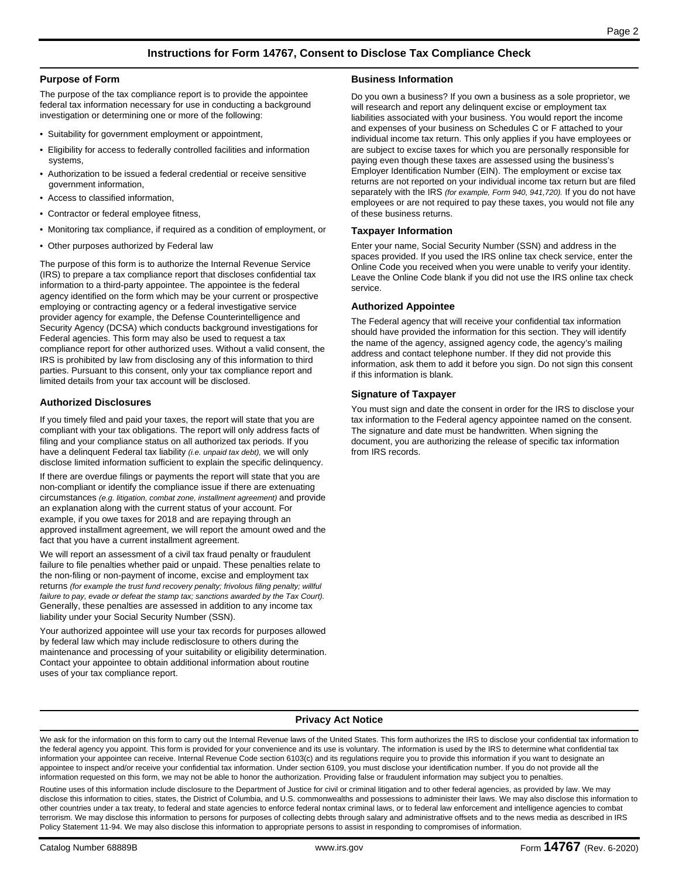# Instructions for Form 14767, Consent to Disclose Tax Compliance Check

## Purpose of Form

The purpose of the tax compliance report is to provide the appointee federal tax information necessary for use in conducting a background investigation or determining one or more of the following:

- Suitability for government employment or appointment,
- Eligibility for access to federally controlled facilities and information systems,
- Authorization to be issued a federal credential or receive sensitive government information,
- Access to classified information,
- Contractor or federal employee fitness,
- Monitoring tax compliance, if required as a condition of employment, or
- Other purposes authorized by Federal law

The purpose of this form is to authorize the Internal Revenue Service (IRS) to prepare a tax compliance report that discloses confidential tax information to a third-party appointee. The appointee is the federal agency identified on the form which may be your current or prospective employing or contracting agency or a federal investigative service provider agency for example, the Defense Counterintelligence and Security Agency (DCSA) which conducts background investigations for Federal agencies. This form may also be used to request a tax compliance report for other authorized uses. Without a valid consent, the IRS is prohibited by law from disclosing any of this information to third parties. Pursuant to this consent, only your tax compliance report and limited details from your tax account will be disclosed.

## Authorized Disclosures

If you timely filed and paid your taxes, the report will state that you are compliant with your tax obligations. The report will only address facts of filing and your compliance status on all authorized tax periods. If you have a delinquent Federal tax liability *(i.e. unpaid tax debt),* we will only disclose limited information sufficient to explain the specific delinquency.

If there are overdue filings or payments the report will state that you are non-compliant or identify the compliance issue if there are extenuating circumstances *(e.g. litigation, combat zone, installment agreement)* and provide an explanation along with the current status of your account. For example, if you owe taxes for 2018 and are repaying through an approved installment agreement, we will report the amount owed and the fact that you have a current installment agreement.

We will report an assessment of a civil tax fraud penalty or fraudulent failure to file penalties whether paid or unpaid. These penalties relate to the non-filing or non-payment of income, excise and employment tax returns *(for example the trust fund recovery penalty; frivolous filing penalty; willful failure to pay, evade or defeat the stamp tax; sanctions awarded by the Tax Court).* Generally, these penalties are assessed in addition to any income tax liability under your Social Security Number (SSN).

Your authorized appointee will use your tax records for purposes allowed by federal law which may include redisclosure to others during the maintenance and processing of your suitability or eligibility determination. Contact your appointee to obtain additional information about routine uses of your tax compliance report.

## Business Information

Do you own a business? If you own a business as a sole proprietor, we will research and report any delinquent excise or employment tax liabilities associated with your business. You would report the income and expenses of your business on Schedules C or F attached to your individual income tax return. This only applies if you have employees or are subject to excise taxes for which you are personally responsible for paying even though these taxes are assessed using the business's Employer Identification Number (EIN). The employment or excise tax returns are not reported on your individual income tax return but are filed separately with the IRS *(for example, Form 940, 941,720).* If you do not have employees or are not required to pay these taxes, you would not file any of these business returns.

## Taxpayer Information

Enter your name, Social Security Number (SSN) and address in the spaces provided. If you used the IRS online tax check service, enter the Online Code you received when you were unable to verify your identity. Leave the Online Code blank if you did not use the IRS online tax check service.

## Authorized Appointee

The Federal agency that will receive your confidential tax information should have provided the information for this section. They will identify the name of the agency, assigned agency code, the agency's mailing address and contact telephone number. If they did not provide this information, ask them to add it before you sign. Do not sign this consent if this information is blank.

## Signature of Taxpayer

You must sign and date the consent in order for the IRS to disclose your tax information to the Federal agency appointee named on the consent. The signature and date must be handwritten. When signing the document, you are authorizing the release of specific tax information from IRS records.

## Privacy Act Notice

We ask for the information on this form to carry out the Internal Revenue laws of the United States. This form authorizes the IRS to disclose your confidential tax information to the federal agency you appoint. This form is provided for your convenience and its use is voluntary. The information is used by the IRS to determine what confidential tax information your appointee can receive. Internal Revenue Code section 6103(c) and its regulations require you to provide this information if you want to designate an appointee to inspect and/or receive your confidential tax information. Under section 6109, you must disclose your identification number. If you do not provide all the information requested on this form, we may not be able to honor the authorization. Providing false or fraudulent information may subject you to penalties.

Routine uses of this information include disclosure to the Department of Justice for civil or criminal litigation and to other federal agencies, as provided by law. We may disclose this information to cities, states, the District of Columbia, and U.S. commonwealths and possessions to administer their laws. We may also disclose this information to other countries under a tax treaty, to federal and state agencies to enforce federal nontax criminal laws, or to federal law enforcement and intelligence agencies to combat terrorism. We may disclose this information to persons for purposes of collecting debts through salary and administrative offsets and to the news media as described in IRS Policy Statement 11-94. We may also disclose this information to appropriate persons to assist in responding to compromises of information.

Catalog Number 68889B www.irs.gov Form **14767** (Rev. 6-2020)